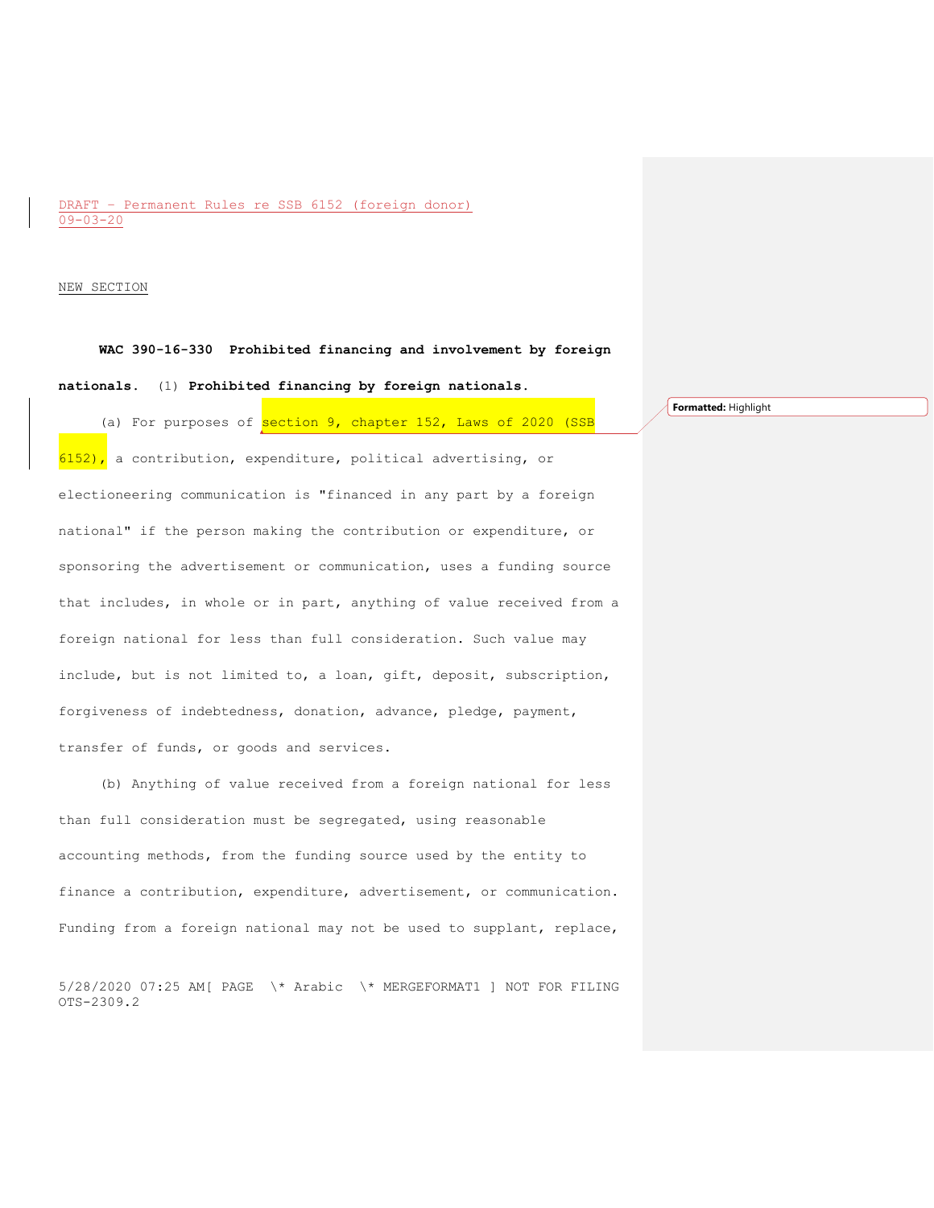DRAFT - Permanent Rules re SSB 6152 (foreign donor)
09-03-20

NEW SECTION

**WAC 390-16-330 Prohibited financing and involvement by foreign nationals.** (1) **Prohibited financing by foreign nationals.**

(a) For purposes of section 9, chapter 152, Laws of 2020 (SSB 6152), a contribution, expenditure, political advertising, or electioneering communication is "financed in any part by a foreign national" if the person making the contribution or expenditure, or sponsoring the advertisement or communication, uses a funding source that includes, in whole or in part, anything of value received from a foreign national for less than full consideration. Such value may include, but is not limited to, a loan, gift, deposit, subscription, forgiveness of indebtedness, donation, advance, pledge, payment, transfer of funds, or goods and services.

(b) Anything of value received from a foreign national for less than full consideration must be segregated, using reasonable accounting methods, from the funding source used by the entity to finance a contribution, expenditure, advertisement, or communication. Funding from a foreign national may not be used to supplant, replace,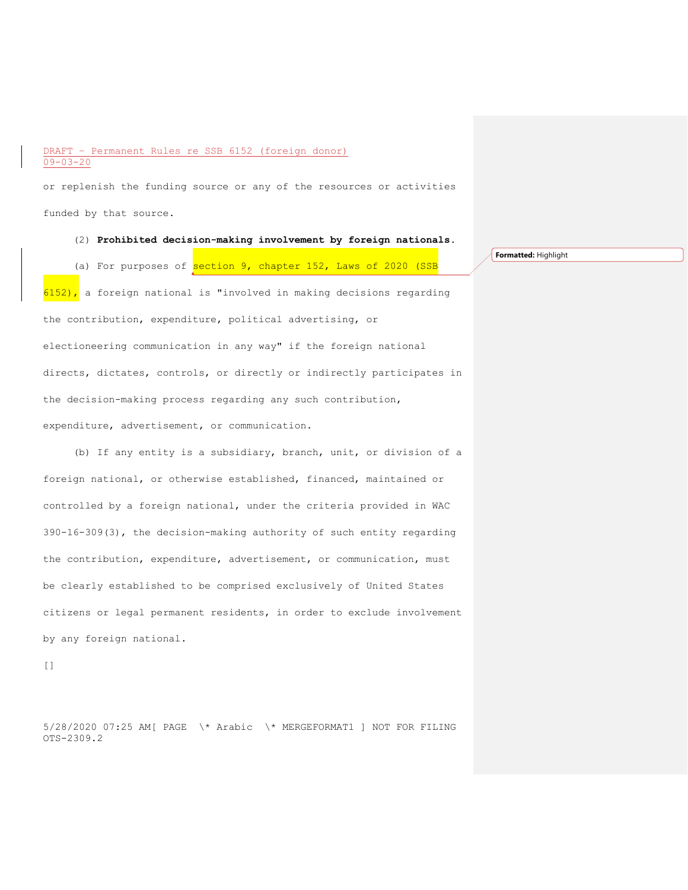or replenish the funding source or any of the resources or activities funded by that source.

(2) **Prohibited decision-making involvement by foreign nationals.**

(a) For purposes of section 9, chapter 152, Laws of 2020 (SSB 6152), a foreign national is "involved in making decisions regarding the contribution, expenditure, political advertising, or electioneering communication in any way" if the foreign national directs, dictates, controls, or directly or indirectly participates in the decision-making process regarding any such contribution, expenditure, advertisement, or communication.

(b) If any entity is a subsidiary, branch, unit, or division of a foreign national, or otherwise established, financed, maintained or controlled by a foreign national, under the criteria provided in WAC 390-16-309(3), the decision-making authority of such entity regarding the contribution, expenditure, advertisement, or communication, must be clearly established to be comprised exclusively of United States citizens or legal permanent residents, in order to exclude involvement by any foreign national.

[]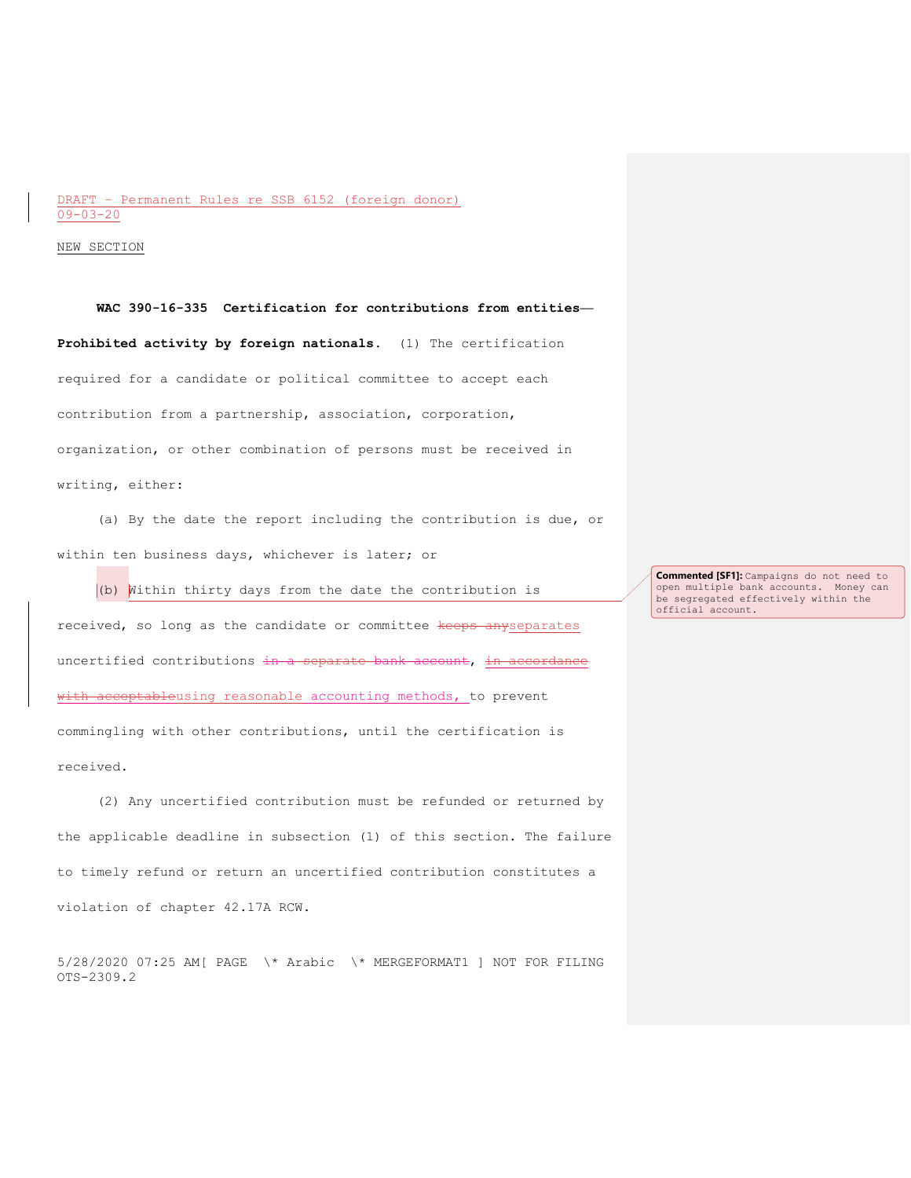DRAFT - Permanent Rules re SSB 6152 (foreign donor)
09-03-20

NEW SECTION

**WAC 390-16-335 Certification for contributions from entities—Prohibited activity by foreign nationals.** (1) The certification required for a candidate or political committee to accept each contribution from a partnership, association, corporation, organization, or other combination of persons must be received in writing, either:

(a) By the date the report including the contribution is due, or within ten business days, whichever is later; or

(b) Within thirty days from the date the contribution is received, so long as the candidate or committee ~~keeps any~~separates uncertified contributions ~~in a separate bank account~~, ~~in accordance with acceptable~~using reasonable accounting methods, to prevent commingling with other contributions, until the certification is received.

(2) Any uncertified contribution must be refunded or returned by the applicable deadline in subsection (1) of this section. The failure to timely refund or return an uncertified contribution constitutes a violation of chapter 42.17A RCW.

**Commented [SF1]:** Campaigns do not need to open multiple bank accounts. Money can be segregated effectively within the official account.

5/28/2020 07:25 AM[ PAGE \* Arabic \* MERGEFORMAT1 ] NOT FOR FILING
OTS-2309.2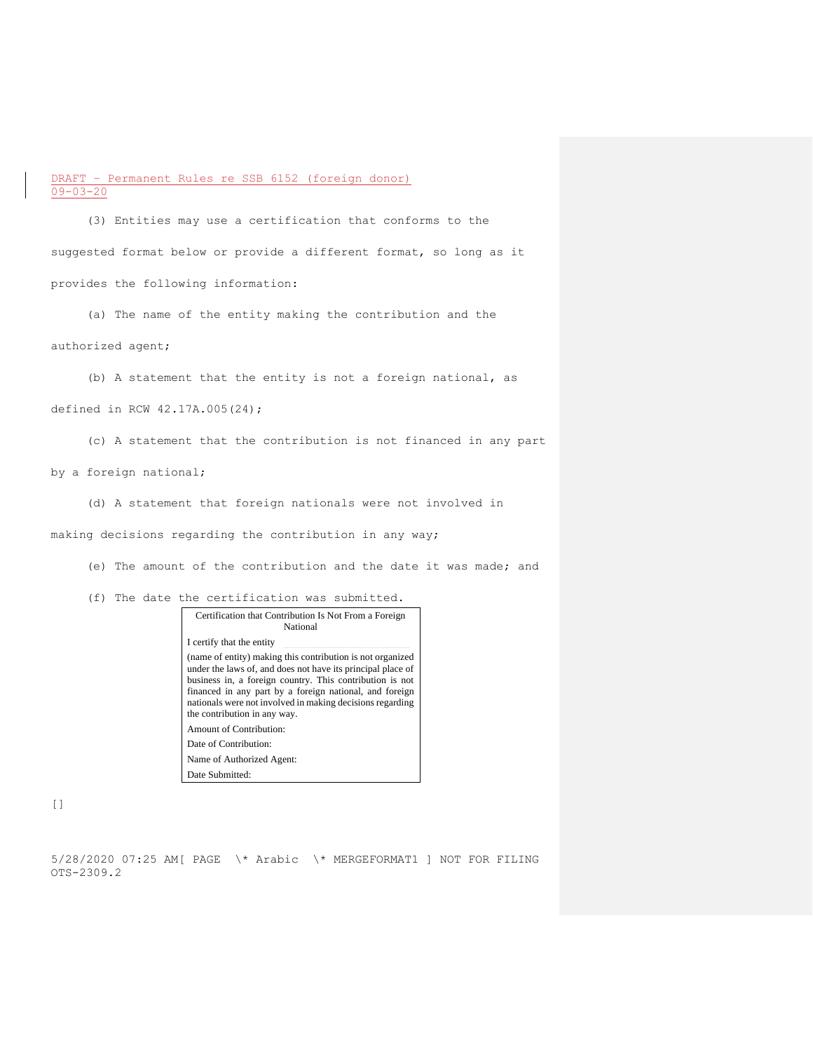(3) Entities may use a certification that conforms to the suggested format below or provide a different format, so long as it provides the following information:

(a) The name of the entity making the contribution and the authorized agent;

(b) A statement that the entity is not a foreign national, as defined in RCW 42.17A.005(24);

(c) A statement that the contribution is not financed in any part by a foreign national;

(d) A statement that foreign nationals were not involved in making decisions regarding the contribution in any way;

(e) The amount of the contribution and the date it was made; and

(f) The date the certification was submitted.

| Certification that Contribution Is Not From a Foreign National |
|---|
| I certify that the entity ______ (name of entity) making this contribution is not organized under the laws of, and does not have its principal place of business in, a foreign country. This contribution is not financed in any part by a foreign national, and foreign nationals were not involved in making decisions regarding the contribution in any way. |
| Amount of Contribution: |
| Date of Contribution: |
| Name of Authorized Agent: |
| Date Submitted: |

[]